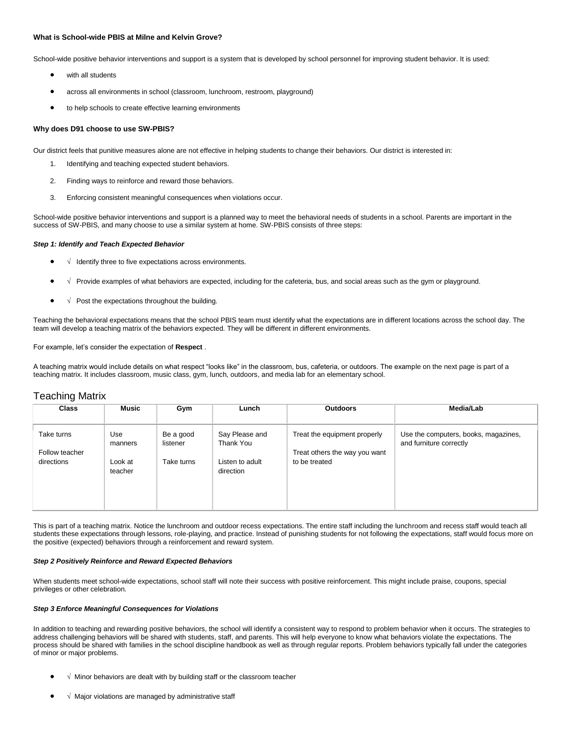**What is School-wide PBIS at Milne and Kelvin Grove?**

School-wide positive behavior interventions and support is a system that is developed by school personnel for improving student behavior. It is used:

- with all students
- across all environments in school (classroom, lunchroom, restroom, playground)
- to help schools to create effective learning environments

**Why does D91 choose to use SW-PBIS?**

Our district feels that punitive measures alone are not effective in helping students to change their behaviors. Our district is interested in:

1. Identifying and teaching expected student behaviors.
2. Finding ways to reinforce and reward those behaviors.
3. Enforcing consistent meaningful consequences when violations occur.

School-wide positive behavior interventions and support is a planned way to meet the behavioral needs of students in a school. Parents are important in the success of SW-PBIS, and many choose to use a similar system at home. SW-PBIS consists of three steps:

***Step 1: Identify and Teach Expected Behavior***

- √ Identify three to five expectations across environments.
- √ Provide examples of what behaviors are expected, including for the cafeteria, bus, and social areas such as the gym or playground.
- √ Post the expectations throughout the building.

Teaching the behavioral expectations means that the school PBIS team must identify what the expectations are in different locations across the school day. The team will develop a teaching matrix of the behaviors expected. They will be different in different environments.

For example, let's consider the expectation of **Respect** .

A teaching matrix would include details on what respect "looks like" in the classroom, bus, cafeteria, or outdoors. The example on the next page is part of a teaching matrix. It includes classroom, music class, gym, lunch, outdoors, and media lab for an elementary school.

## Teaching Matrix

| Class | Music | Gym | Lunch | Outdoors | Media/Lab |
|---|---|---|---|---|---|
| Take turns<br>Follow teacher directions | Use manners<br>Look at teacher | Be a good listener<br>Take turns | Say Please and Thank You<br>Listen to adult direction | Treat the equipment properly<br>Treat others the way you want to be treated | Use the computers, books, magazines, and furniture correctly |

This is part of a teaching matrix. Notice the lunchroom and outdoor recess expectations. The entire staff including the lunchroom and recess staff would teach all students these expectations through lessons, role-playing, and practice. Instead of punishing students for not following the expectations, staff would focus more on the positive (expected) behaviors through a reinforcement and reward system.

***Step 2 Positively Reinforce and Reward Expected Behaviors***

When students meet school-wide expectations, school staff will note their success with positive reinforcement. This might include praise, coupons, special privileges or other celebration.

***Step 3 Enforce Meaningful Consequences for Violations***

In addition to teaching and rewarding positive behaviors, the school will identify a consistent way to respond to problem behavior when it occurs. The strategies to address challenging behaviors will be shared with students, staff, and parents. This will help everyone to know what behaviors violate the expectations. The process should be shared with families in the school discipline handbook as well as through regular reports. Problem behaviors typically fall under the categories of minor or major problems.

- √ Minor behaviors are dealt with by building staff or the classroom teacher
- √ Major violations are managed by administrative staff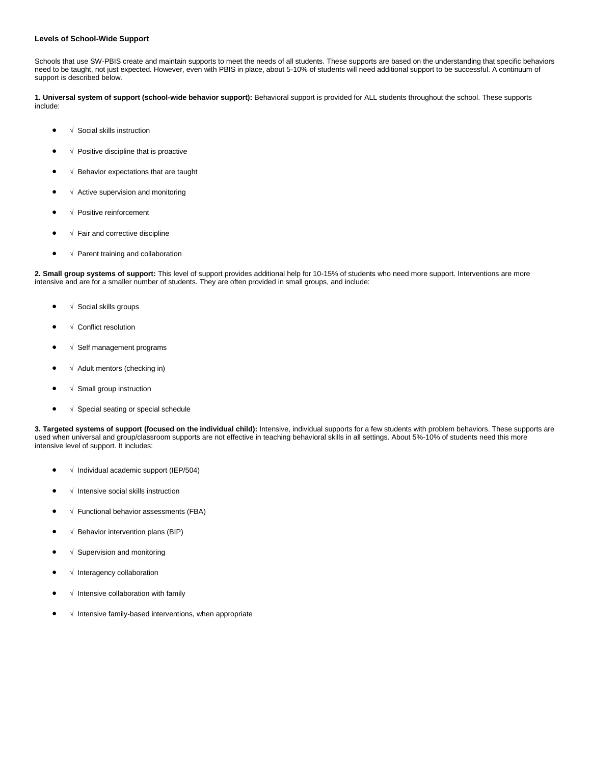**Levels of School-Wide Support**

Schools that use SW-PBIS create and maintain supports to meet the needs of all students. These supports are based on the understanding that specific behaviors need to be taught, not just expected. However, even with PBIS in place, about 5-10% of students will need additional support to be successful. A continuum of support is described below.

**1. Universal system of support (school-wide behavior support):** Behavioral support is provided for ALL students throughout the school. These supports include:

- √ Social skills instruction
- √ Positive discipline that is proactive
- √ Behavior expectations that are taught
- √ Active supervision and monitoring
- √ Positive reinforcement
- √ Fair and corrective discipline
- √ Parent training and collaboration

**2. Small group systems of support:** This level of support provides additional help for 10-15% of students who need more support. Interventions are more intensive and are for a smaller number of students. They are often provided in small groups, and include:

- √ Social skills groups
- √ Conflict resolution
- √ Self management programs
- √ Adult mentors (checking in)
- √ Small group instruction
- √ Special seating or special schedule

**3. Targeted systems of support (focused on the individual child):** Intensive, individual supports for a few students with problem behaviors. These supports are used when universal and group/classroom supports are not effective in teaching behavioral skills in all settings. About 5%-10% of students need this more intensive level of support. It includes:

- √ Individual academic support (IEP/504)
- √ Intensive social skills instruction
- √ Functional behavior assessments (FBA)
- √ Behavior intervention plans (BIP)
- √ Supervision and monitoring
- √ Interagency collaboration
- √ Intensive collaboration with family
- √ Intensive family-based interventions, when appropriate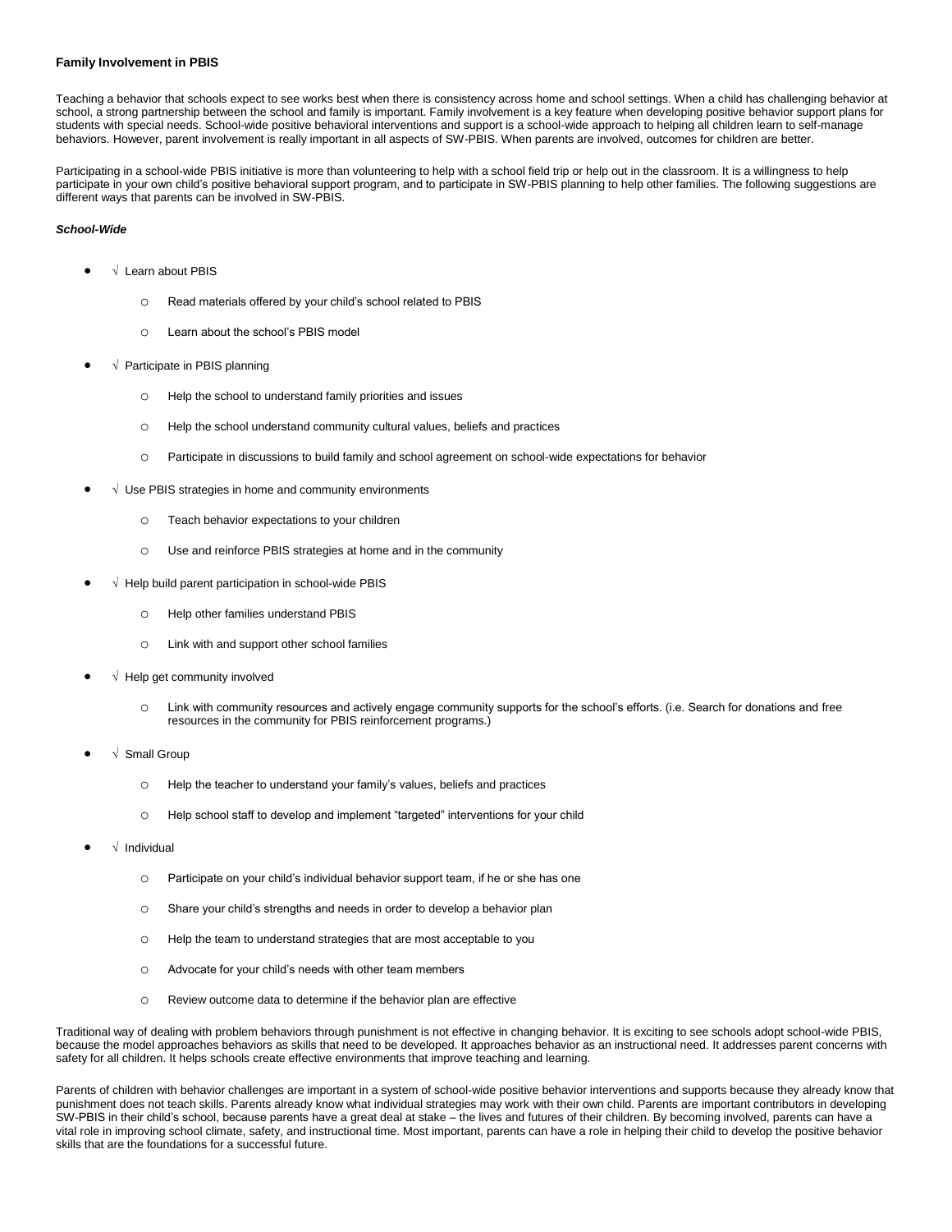**Family Involvement in PBIS**

Teaching a behavior that schools expect to see works best when there is consistency across home and school settings. When a child has challenging behavior at school, a strong partnership between the school and family is important. Family involvement is a key feature when developing positive behavior support plans for students with special needs. School-wide positive behavioral interventions and support is a school-wide approach to helping all children learn to self-manage behaviors. However, parent involvement is really important in all aspects of SW-PBIS. When parents are involved, outcomes for children are better.

Participating in a school-wide PBIS initiative is more than volunteering to help with a school field trip or help out in the classroom. It is a willingness to help participate in your own child's positive behavioral support program, and to participate in SW-PBIS planning to help other families. The following suggestions are different ways that parents can be involved in SW-PBIS.

***School-Wide***

- √ Learn about PBIS
  - Read materials offered by your child's school related to PBIS
  - Learn about the school's PBIS model
- √ Participate in PBIS planning
  - Help the school to understand family priorities and issues
  - Help the school understand community cultural values, beliefs and practices
  - Participate in discussions to build family and school agreement on school-wide expectations for behavior
- √ Use PBIS strategies in home and community environments
  - Teach behavior expectations to your children
  - Use and reinforce PBIS strategies at home and in the community
- √ Help build parent participation in school-wide PBIS
  - Help other families understand PBIS
  - Link with and support other school families
- √ Help get community involved
  - Link with community resources and actively engage community supports for the school's efforts. (i.e. Search for donations and free resources in the community for PBIS reinforcement programs.)
- √ Small Group
  - Help the teacher to understand your family's values, beliefs and practices
  - Help school staff to develop and implement "targeted" interventions for your child
- √ Individual
  - Participate on your child's individual behavior support team, if he or she has one
  - Share your child's strengths and needs in order to develop a behavior plan
  - Help the team to understand strategies that are most acceptable to you
  - Advocate for your child's needs with other team members
  - Review outcome data to determine if the behavior plan are effective

Traditional way of dealing with problem behaviors through punishment is not effective in changing behavior. It is exciting to see schools adopt school-wide PBIS, because the model approaches behaviors as skills that need to be developed. It approaches behavior as an instructional need. It addresses parent concerns with safety for all children. It helps schools create effective environments that improve teaching and learning.

Parents of children with behavior challenges are important in a system of school-wide positive behavior interventions and supports because they already know that punishment does not teach skills. Parents already know what individual strategies may work with their own child. Parents are important contributors in developing SW-PBIS in their child's school, because parents have a great deal at stake – the lives and futures of their children. By becoming involved, parents can have a vital role in improving school climate, safety, and instructional time. Most important, parents can have a role in helping their child to develop the positive behavior skills that are the foundations for a successful future.